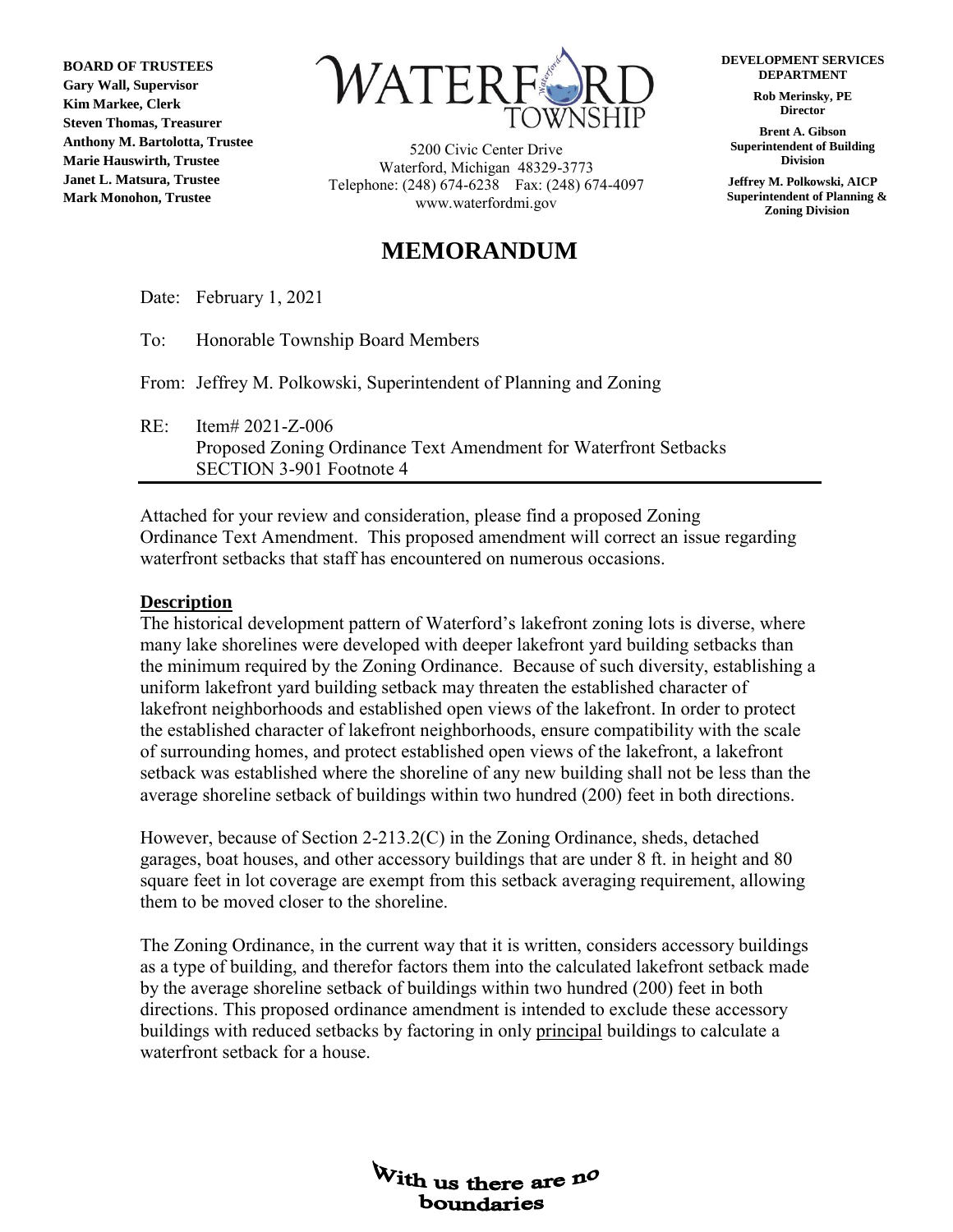**BOARD OF TRUSTEES**
**Gary Wall, Supervisor**
**Kim Markee, Clerk**
**Steven Thomas, Treasurer**
**Anthony M. Bartolotta, Trustee**
**Marie Hauswirth, Trustee**
**Janet L. Matsura, Trustee**
**Mark Monohon, Trustee**

WATERFORD TOWNSHIP

5200 Civic Center Drive
Waterford, Michigan 48329-3773
Telephone: (248) 674-6238 Fax: (248) 674-4097
www.waterfordmi.gov

**DEVELOPMENT SERVICES DEPARTMENT**

**Rob Merinsky, PE**
**Director**

**Brent A. Gibson**
**Superintendent of Building Division**

**Jeffrey M. Polkowski, AICP**
**Superintendent of Planning & Zoning Division**

# MEMORANDUM

Date: February 1, 2021

To: Honorable Township Board Members

From: Jeffrey M. Polkowski, Superintendent of Planning and Zoning

RE: Item# 2021-Z-006
Proposed Zoning Ordinance Text Amendment for Waterfront Setbacks
SECTION 3-901 Footnote 4

---

Attached for your review and consideration, please find a proposed Zoning Ordinance Text Amendment. This proposed amendment will correct an issue regarding waterfront setbacks that staff has encountered on numerous occasions.

**Description**

The historical development pattern of Waterford's lakefront zoning lots is diverse, where many lake shorelines were developed with deeper lakefront yard building setbacks than the minimum required by the Zoning Ordinance. Because of such diversity, establishing a uniform lakefront yard building setback may threaten the established character of lakefront neighborhoods and established open views of the lakefront. In order to protect the established character of lakefront neighborhoods, ensure compatibility with the scale of surrounding homes, and protect established open views of the lakefront, a lakefront setback was established where the shoreline of any new building shall not be less than the average shoreline setback of buildings within two hundred (200) feet in both directions.

However, because of Section 2-213.2(C) in the Zoning Ordinance, sheds, detached garages, boat houses, and other accessory buildings that are under 8 ft. in height and 80 square feet in lot coverage are exempt from this setback averaging requirement, allowing them to be moved closer to the shoreline.

The Zoning Ordinance, in the current way that it is written, considers accessory buildings as a type of building, and therefor factors them into the calculated lakefront setback made by the average shoreline setback of buildings within two hundred (200) feet in both directions. This proposed ordinance amendment is intended to exclude these accessory buildings with reduced setbacks by factoring in only principal buildings to calculate a waterfront setback for a house.

With us there are no boundaries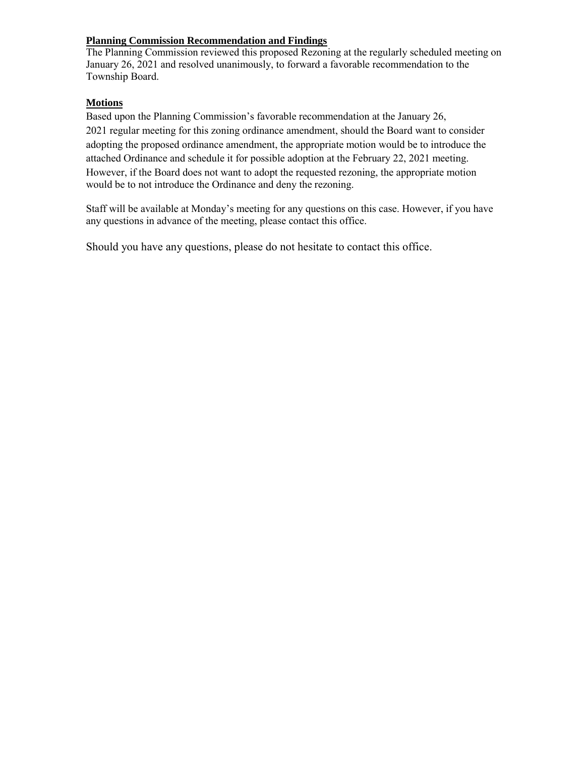**Planning Commission Recommendation and Findings**

The Planning Commission reviewed this proposed Rezoning at the regularly scheduled meeting on January 26, 2021 and resolved unanimously, to forward a favorable recommendation to the Township Board.

**Motions**

Based upon the Planning Commission's favorable recommendation at the January 26, 2021 regular meeting for this zoning ordinance amendment, should the Board want to consider adopting the proposed ordinance amendment, the appropriate motion would be to introduce the attached Ordinance and schedule it for possible adoption at the February 22, 2021 meeting. However, if the Board does not want to adopt the requested rezoning, the appropriate motion would be to not introduce the Ordinance and deny the rezoning.

Staff will be available at Monday's meeting for any questions on this case. However, if you have any questions in advance of the meeting, please contact this office.

Should you have any questions, please do not hesitate to contact this office.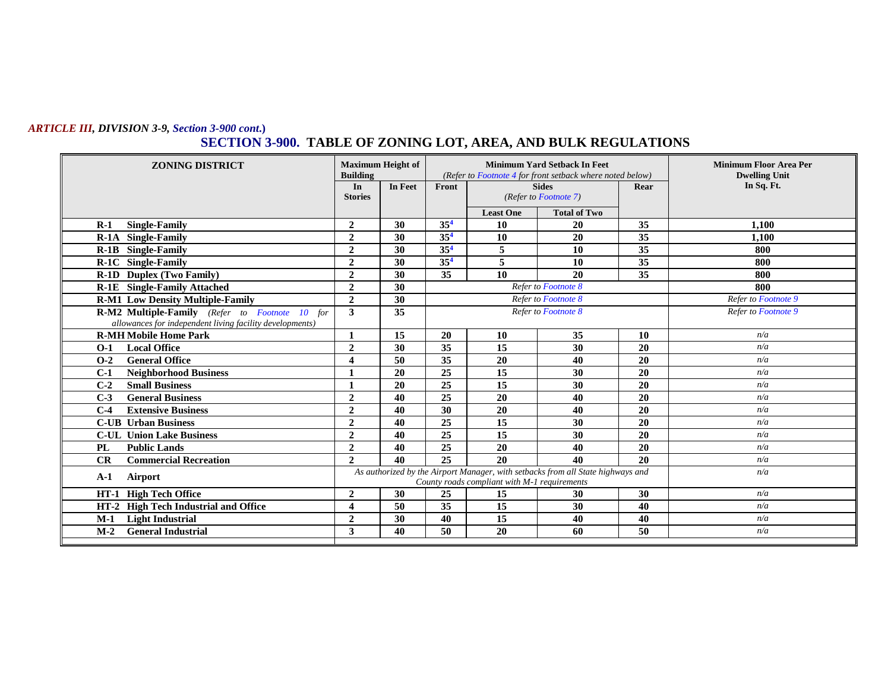*ARTICLE III, DIVISION 3-9, Section 3-900 cont.)*

# SECTION 3-900. TABLE OF ZONING LOT, AREA, AND BULK REGULATIONS

| ZONING DISTRICT | Maximum Height of Building | | Minimum Yard Setback In Feet (Refer to Footnote 4 for front setback where noted below) | | | | Minimum Floor Area Per Dwelling Unit In Sq. Ft. |
|---|---|---|---|---|---|---|---|
| | In Stories | In Feet | Front | Sides (Refer to Footnote 7) | | Rear | |
| | | | | Least One | Total of Two | | |
| **R-1 Single-Family** | **2** | **30** | **35**[4] | **10** | **20** | **35** | **1,100** |
| **R-1A Single-Family** | **2** | **30** | **35**[4] | **10** | **20** | **35** | **1,100** |
| **R-1B Single-Family** | **2** | **30** | **35**[4] | **5** | **10** | **35** | **800** |
| **R-1C Single-Family** | **2** | **30** | **35**[4] | **5** | **10** | **35** | **800** |
| **R-1D Duplex (Two Family)** | **2** | **30** | **35** | **10** | **20** | **35** | **800** |
| **R-1E Single-Family Attached** | **2** | **30** | *Refer to Footnote 8* | | | | **800** |
| **R-M1 Low Density Multiple-Family** | **2** | **30** | *Refer to Footnote 8* | | | | *Refer to Footnote 9* |
| **R-M2 Multiple-Family** *(Refer to Footnote 10 for allowances for independent living facility developments)* | **3** | **35** | *Refer to Footnote 8* | | | | *Refer to Footnote 9* |
| **R-MH Mobile Home Park** | **1** | **15** | **20** | **10** | **35** | **10** | *n/a* |
| **O-1 Local Office** | **2** | **30** | **35** | **15** | **30** | **20** | *n/a* |
| **O-2 General Office** | **4** | **50** | **35** | **20** | **40** | **20** | *n/a* |
| **C-1 Neighborhood Business** | **1** | **20** | **25** | **15** | **30** | **20** | *n/a* |
| **C-2 Small Business** | **1** | **20** | **25** | **15** | **30** | **20** | *n/a* |
| **C-3 General Business** | **2** | **40** | **25** | **20** | **40** | **20** | *n/a* |
| **C-4 Extensive Business** | **2** | **40** | **30** | **20** | **40** | **20** | *n/a* |
| **C-UB Urban Business** | **2** | **40** | **25** | **15** | **30** | **20** | *n/a* |
| **C-UL Union Lake Business** | **2** | **40** | **25** | **15** | **30** | **20** | *n/a* |
| **PL Public Lands** | **2** | **40** | **25** | **20** | **40** | **20** | *n/a* |
| **CR Commercial Recreation** | **2** | **40** | **25** | **20** | **40** | **20** | *n/a* |
| **A-1 Airport** | *As authorized by the Airport Manager, with setbacks from all State highways and County roads compliant with M-1 requirements* | | | | | | *n/a* |
| **HT-1 High Tech Office** | **2** | **30** | **25** | **15** | **30** | **30** | *n/a* |
| **HT-2 High Tech Industrial and Office** | **4** | **50** | **35** | **15** | **30** | **40** | *n/a* |
| **M-1 Light Industrial** | **2** | **30** | **40** | **15** | **40** | **40** | *n/a* |
| **M-2 General Industrial** | **3** | **40** | **50** | **20** | **60** | **50** | *n/a* |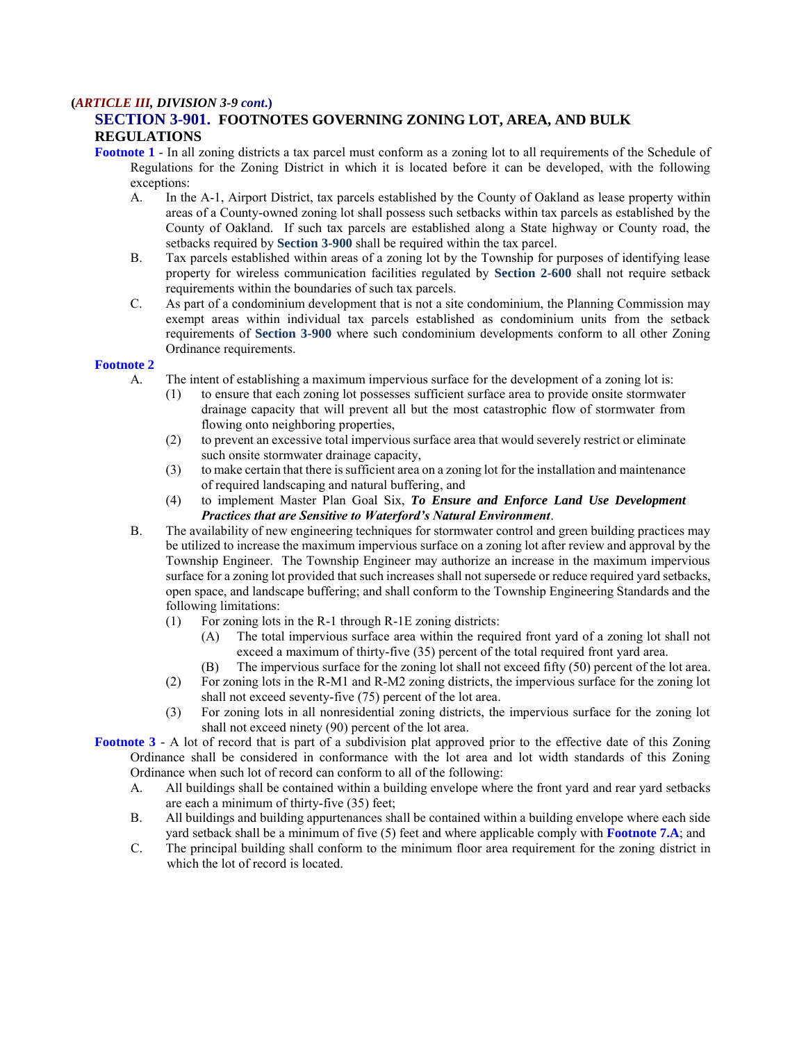**(*ARTICLE III, DIVISION 3-9 cont.*)**

## SECTION 3-901. FOOTNOTES GOVERNING ZONING LOT, AREA, AND BULK REGULATIONS

**Footnote 1** - In all zoning districts a tax parcel must conform as a zoning lot to all requirements of the Schedule of Regulations for the Zoning District in which it is located before it can be developed, with the following exceptions:

A. In the A-1, Airport District, tax parcels established by the County of Oakland as lease property within areas of a County-owned zoning lot shall possess such setbacks within tax parcels as established by the County of Oakland. If such tax parcels are established along a State highway or County road, the setbacks required by **Section 3-900** shall be required within the tax parcel.

B. Tax parcels established within areas of a zoning lot by the Township for purposes of identifying lease property for wireless communication facilities regulated by **Section 2-600** shall not require setback requirements within the boundaries of such tax parcels.

C. As part of a condominium development that is not a site condominium, the Planning Commission may exempt areas within individual tax parcels established as condominium units from the setback requirements of **Section 3-900** where such condominium developments conform to all other Zoning Ordinance requirements.

**Footnote 2**

A. The intent of establishing a maximum impervious surface for the development of a zoning lot is:

(1) to ensure that each zoning lot possesses sufficient surface area to provide onsite stormwater drainage capacity that will prevent all but the most catastrophic flow of stormwater from flowing onto neighboring properties,

(2) to prevent an excessive total impervious surface area that would severely restrict or eliminate such onsite stormwater drainage capacity,

(3) to make certain that there is sufficient area on a zoning lot for the installation and maintenance of required landscaping and natural buffering, and

(4) to implement Master Plan Goal Six, ***To Ensure and Enforce Land Use Development Practices that are Sensitive to Waterford's Natural Environment***.

B. The availability of new engineering techniques for stormwater control and green building practices may be utilized to increase the maximum impervious surface on a zoning lot after review and approval by the Township Engineer. The Township Engineer may authorize an increase in the maximum impervious surface for a zoning lot provided that such increases shall not supersede or reduce required yard setbacks, open space, and landscape buffering; and shall conform to the Township Engineering Standards and the following limitations:

(1) For zoning lots in the R-1 through R-1E zoning districts:

(A) The total impervious surface area within the required front yard of a zoning lot shall not exceed a maximum of thirty-five (35) percent of the total required front yard area.

(B) The impervious surface for the zoning lot shall not exceed fifty (50) percent of the lot area.

(2) For zoning lots in the R-M1 and R-M2 zoning districts, the impervious surface for the zoning lot shall not exceed seventy-five (75) percent of the lot area.

(3) For zoning lots in all nonresidential zoning districts, the impervious surface for the zoning lot shall not exceed ninety (90) percent of the lot area.

**Footnote 3** - A lot of record that is part of a subdivision plat approved prior to the effective date of this Zoning Ordinance shall be considered in conformance with the lot area and lot width standards of this Zoning Ordinance when such lot of record can conform to all of the following:

A. All buildings shall be contained within a building envelope where the front yard and rear yard setbacks are each a minimum of thirty-five (35) feet;

B. All buildings and building appurtenances shall be contained within a building envelope where each side yard setback shall be a minimum of five (5) feet and where applicable comply with **Footnote 7.A**; and

C. The principal building shall conform to the minimum floor area requirement for the zoning district in which the lot of record is located.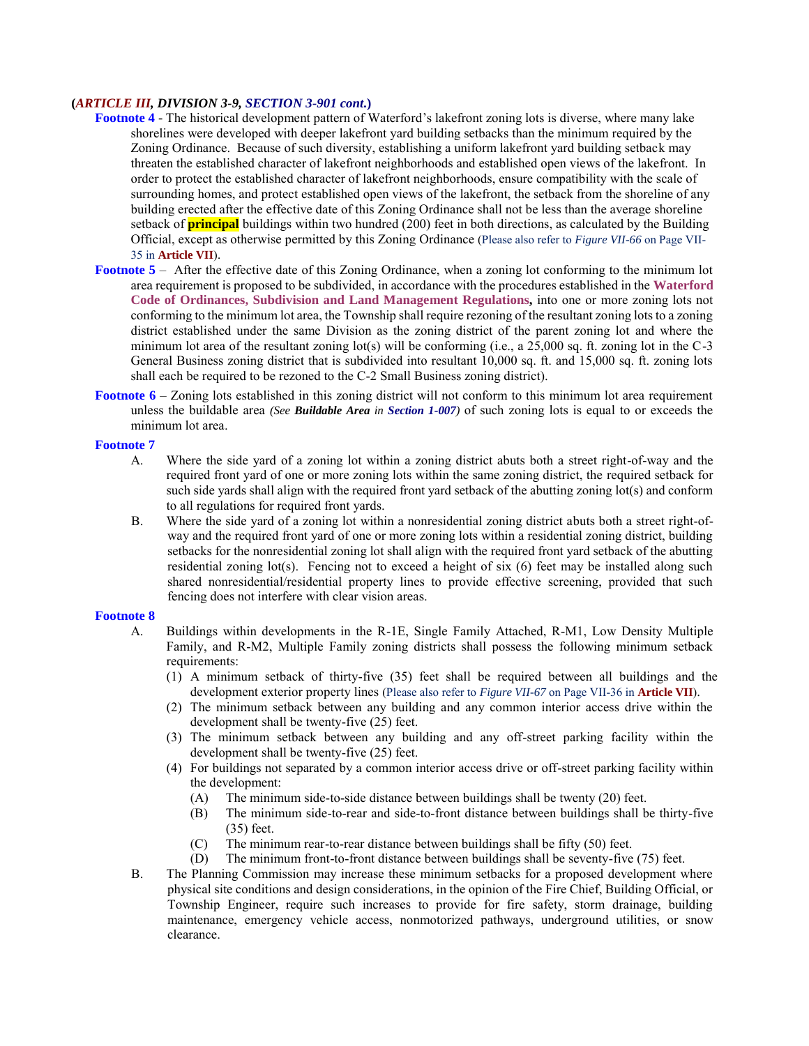**(*ARTICLE III, DIVISION 3-9, SECTION 3-901 cont.*)**

**Footnote 4** - The historical development pattern of Waterford's lakefront zoning lots is diverse, where many lake shorelines were developed with deeper lakefront yard building setbacks than the minimum required by the Zoning Ordinance. Because of such diversity, establishing a uniform lakefront yard building setback may threaten the established character of lakefront neighborhoods and established open views of the lakefront. In order to protect the established character of lakefront neighborhoods, ensure compatibility with the scale of surrounding homes, and protect established open views of the lakefront, the setback from the shoreline of any building erected after the effective date of this Zoning Ordinance shall not be less than the average shoreline setback of **principal** buildings within two hundred (200) feet in both directions, as calculated by the Building Official, except as otherwise permitted by this Zoning Ordinance (Please also refer to *Figure VII-66* on Page VII-35 in **Article VII**).

**Footnote 5** – After the effective date of this Zoning Ordinance, when a zoning lot conforming to the minimum lot area requirement is proposed to be subdivided, in accordance with the procedures established in the **Waterford Code of Ordinances, Subdivision and Land Management Regulations,** into one or more zoning lots not conforming to the minimum lot area, the Township shall require rezoning of the resultant zoning lots to a zoning district established under the same Division as the zoning district of the parent zoning lot and where the minimum lot area of the resultant zoning lot(s) will be conforming (i.e., a 25,000 sq. ft. zoning lot in the C-3 General Business zoning district that is subdivided into resultant 10,000 sq. ft. and 15,000 sq. ft. zoning lots shall each be required to be rezoned to the C-2 Small Business zoning district).

**Footnote 6** – Zoning lots established in this zoning district will not conform to this minimum lot area requirement unless the buildable area *(See **Buildable Area** in **Section 1-007**)* of such zoning lots is equal to or exceeds the minimum lot area.

**Footnote 7**

A. Where the side yard of a zoning lot within a zoning district abuts both a street right-of-way and the required front yard of one or more zoning lots within the same zoning district, the required setback for such side yards shall align with the required front yard setback of the abutting zoning lot(s) and conform to all regulations for required front yards.

B. Where the side yard of a zoning lot within a nonresidential zoning district abuts both a street right-of-way and the required front yard of one or more zoning lots within a residential zoning district, building setbacks for the nonresidential zoning lot shall align with the required front yard setback of the abutting residential zoning lot(s). Fencing not to exceed a height of six (6) feet may be installed along such shared nonresidential/residential property lines to provide effective screening, provided that such fencing does not interfere with clear vision areas.

**Footnote 8**

A. Buildings within developments in the R-1E, Single Family Attached, R-M1, Low Density Multiple Family, and R-M2, Multiple Family zoning districts shall possess the following minimum setback requirements:

(1) A minimum setback of thirty-five (35) feet shall be required between all buildings and the development exterior property lines (Please also refer to *Figure VII-67* on Page VII-36 in **Article VII**).

(2) The minimum setback between any building and any common interior access drive within the development shall be twenty-five (25) feet.

(3) The minimum setback between any building and any off-street parking facility within the development shall be twenty-five (25) feet.

(4) For buildings not separated by a common interior access drive or off-street parking facility within the development:

(A) The minimum side-to-side distance between buildings shall be twenty (20) feet.

(B) The minimum side-to-rear and side-to-front distance between buildings shall be thirty-five (35) feet.

(C) The minimum rear-to-rear distance between buildings shall be fifty (50) feet.

(D) The minimum front-to-front distance between buildings shall be seventy-five (75) feet.

B. The Planning Commission may increase these minimum setbacks for a proposed development where physical site conditions and design considerations, in the opinion of the Fire Chief, Building Official, or Township Engineer, require such increases to provide for fire safety, storm drainage, building maintenance, emergency vehicle access, nonmotorized pathways, underground utilities, or snow clearance.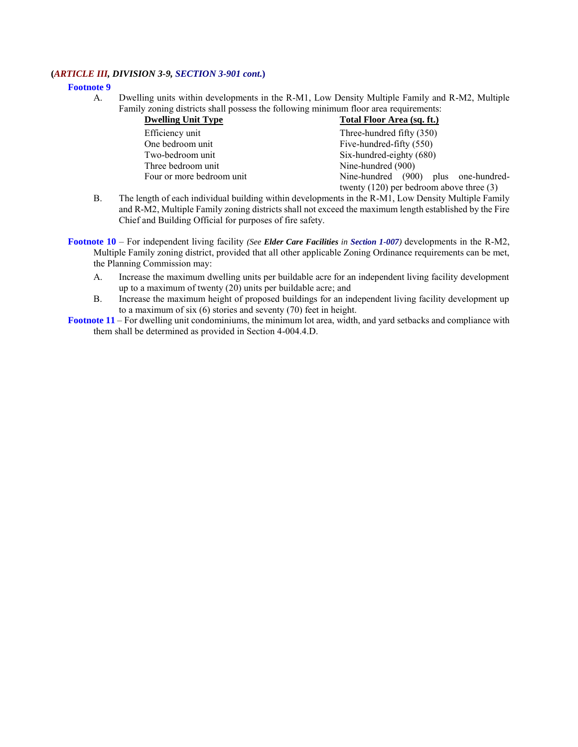**(*ARTICLE III*, *DIVISION 3-9*, *SECTION 3-901 cont.*)**

**Footnote 9**

A. Dwelling units within developments in the R-M1, Low Density Multiple Family and R-M2, Multiple Family zoning districts shall possess the following minimum floor area requirements:

| Dwelling Unit Type | Total Floor Area (sq. ft.) |
|---|---|
| Efficiency unit | Three-hundred fifty (350) |
| One bedroom unit | Five-hundred-fifty (550) |
| Two-bedroom unit | Six-hundred-eighty (680) |
| Three bedroom unit | Nine-hundred (900) |
| Four or more bedroom unit | Nine-hundred (900) plus one-hundred-twenty (120) per bedroom above three (3) |

B. The length of each individual building within developments in the R-M1, Low Density Multiple Family and R-M2, Multiple Family zoning districts shall not exceed the maximum length established by the Fire Chief and Building Official for purposes of fire safety.

**Footnote 10** – For independent living facility *(See **Elder Care Facilities** in **Section 1-007**)* developments in the R-M2, Multiple Family zoning district, provided that all other applicable Zoning Ordinance requirements can be met, the Planning Commission may:

A. Increase the maximum dwelling units per buildable acre for an independent living facility development up to a maximum of twenty (20) units per buildable acre; and

B. Increase the maximum height of proposed buildings for an independent living facility development up to a maximum of six (6) stories and seventy (70) feet in height.

**Footnote 11** – For dwelling unit condominiums, the minimum lot area, width, and yard setbacks and compliance with them shall be determined as provided in Section 4-004.4.D.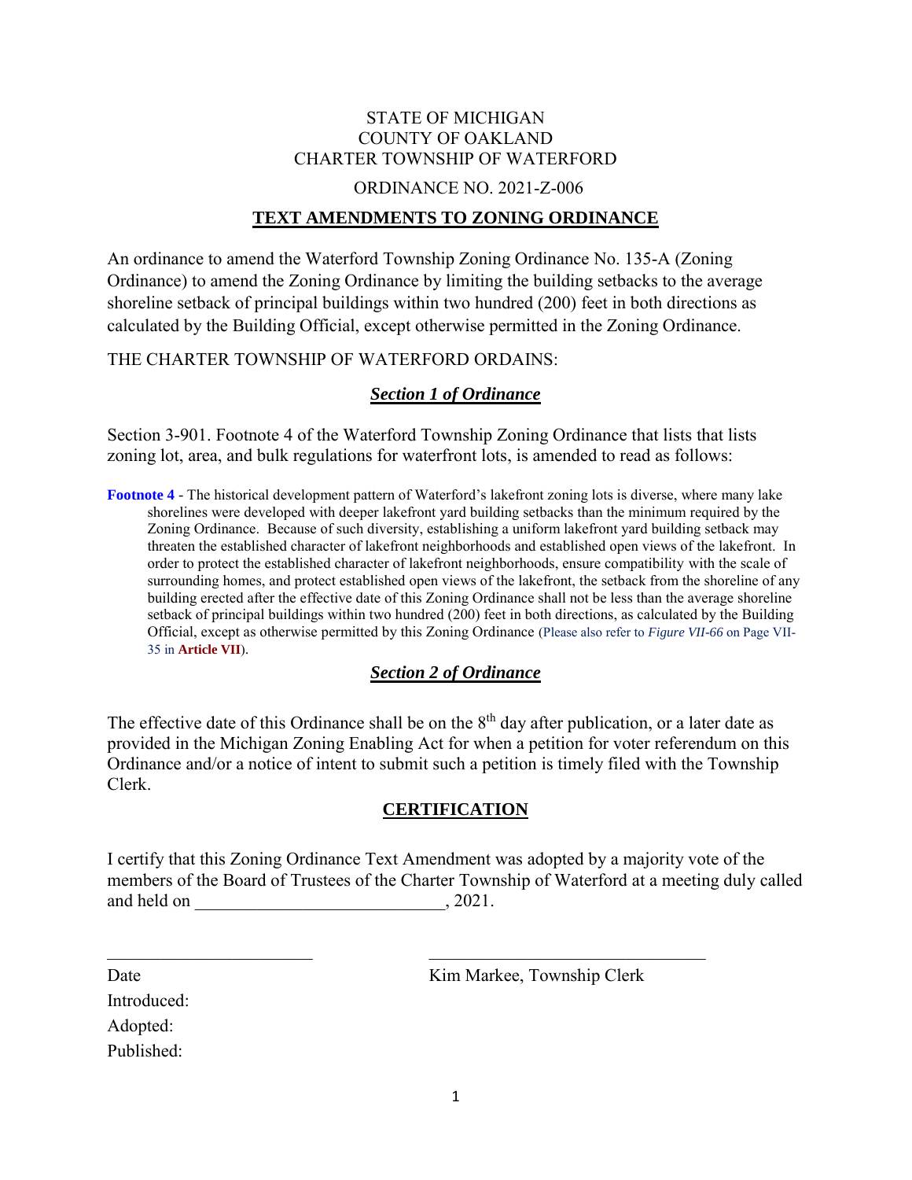STATE OF MICHIGAN
COUNTY OF OAKLAND
CHARTER TOWNSHIP OF WATERFORD

ORDINANCE NO. 2021-Z-006

## TEXT AMENDMENTS TO ZONING ORDINANCE

An ordinance to amend the Waterford Township Zoning Ordinance No. 135-A (Zoning Ordinance) to amend the Zoning Ordinance by limiting the building setbacks to the average shoreline setback of principal buildings within two hundred (200) feet in both directions as calculated by the Building Official, except otherwise permitted in the Zoning Ordinance.

THE CHARTER TOWNSHIP OF WATERFORD ORDAINS:

### ***Section 1 of Ordinance***

Section 3-901. Footnote 4 of the Waterford Township Zoning Ordinance that lists that lists zoning lot, area, and bulk regulations for waterfront lots, is amended to read as follows:

**Footnote 4** - The historical development pattern of Waterford's lakefront zoning lots is diverse, where many lake shorelines were developed with deeper lakefront yard building setbacks than the minimum required by the Zoning Ordinance. Because of such diversity, establishing a uniform lakefront yard building setback may threaten the established character of lakefront neighborhoods and established open views of the lakefront. In order to protect the established character of lakefront neighborhoods, ensure compatibility with the scale of surrounding homes, and protect established open views of the lakefront, the setback from the shoreline of any building erected after the effective date of this Zoning Ordinance shall not be less than the average shoreline setback of principal buildings within two hundred (200) feet in both directions, as calculated by the Building Official, except as otherwise permitted by this Zoning Ordinance (Please also refer to *Figure VII-66* on Page VII-35 in **Article VII**).

### ***Section 2 of Ordinance***

The effective date of this Ordinance shall be on the 8th day after publication, or a later date as provided in the Michigan Zoning Enabling Act for when a petition for voter referendum on this Ordinance and/or a notice of intent to submit such a petition is timely filed with the Township Clerk.

### CERTIFICATION

I certify that this Zoning Ordinance Text Amendment was adopted by a majority vote of the members of the Board of Trustees of the Charter Township of Waterford at a meeting duly called and held on ___________________________, 2021.

________________________ ________________________________

Date Kim Markee, Township Clerk

Introduced:

Adopted:

Published: